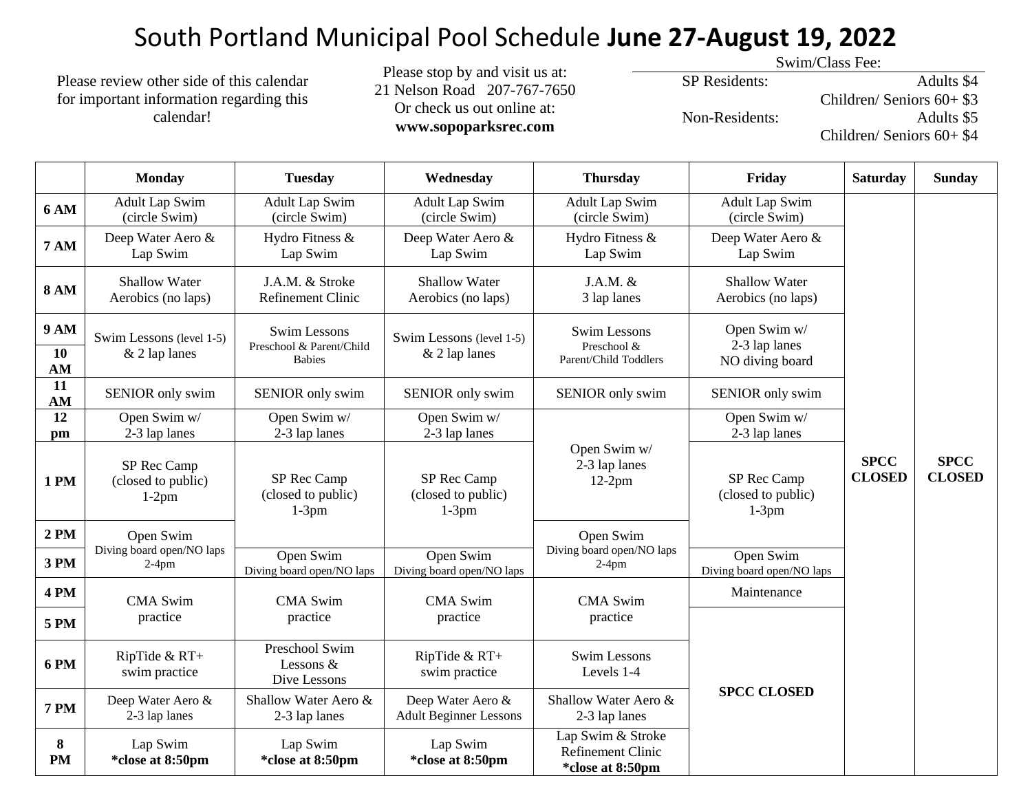# South Portland Municipal Pool Schedule **June 27-August 19, 2022**

Please review other side of this calendar for important information regarding this calendar!

Please stop by and visit us at:
21 Nelson Road 207-767-7650
Or check us out online at:
**www.sopoparksrec.com**

Swim/Class Fee:

| | |
|---|---|
| SP Residents: | Adults $4 |
| | Children/ Seniors 60+ $3 |
| Non-Residents: | Adults $5 |
| | Children/ Seniors 60+ $4 |

| | Monday | Tuesday | Wednesday | Thursday | Friday | Saturday | Sunday |
|---|---|---|---|---|---|---|---|
| **6 AM** | Adult Lap Swim (circle Swim) | Adult Lap Swim (circle Swim) | Adult Lap Swim (circle Swim) | Adult Lap Swim (circle Swim) | Adult Lap Swim (circle Swim) | **SPCC CLOSED** | **SPCC CLOSED** |
| **7 AM** | Deep Water Aero & Lap Swim | Hydro Fitness & Lap Swim | Deep Water Aero & Lap Swim | Hydro Fitness & Lap Swim | Deep Water Aero & Lap Swim | | |
| **8 AM** | Shallow Water Aerobics (no laps) | J.A.M. & Stroke Refinement Clinic | Shallow Water Aerobics (no laps) | J.A.M. & 3 lap lanes | Shallow Water Aerobics (no laps) | | |
| **9 AM** | Swim Lessons (level 1-5) & 2 lap lanes | Swim Lessons Preschool & Parent/Child Babies | Swim Lessons (level 1-5) & 2 lap lanes | Swim Lessons Preschool & Parent/Child Toddlers | Open Swim w/ 2-3 lap lanes NO diving board | | |
| **10 AM** | | | | | | | |
| **11 AM** | SENIOR only swim | SENIOR only swim | SENIOR only swim | SENIOR only swim | SENIOR only swim | | |
| **12 pm** | Open Swim w/ 2-3 lap lanes | Open Swim w/ 2-3 lap lanes | Open Swim w/ 2-3 lap lanes | Open Swim w/ 2-3 lap lanes 12-2pm | Open Swim w/ 2-3 lap lanes | | |
| **1 PM** | SP Rec Camp (closed to public) 1-2pm | SP Rec Camp (closed to public) 1-3pm | SP Rec Camp (closed to public) 1-3pm | | SP Rec Camp (closed to public) 1-3pm | | |
| **2 PM** | Open Swim Diving board open/NO laps 2-4pm | | | Open Swim Diving board open/NO laps 2-4pm | | | |
| **3 PM** | | Open Swim Diving board open/NO laps | Open Swim Diving board open/NO laps | | Open Swim Diving board open/NO laps | | |
| **4 PM** | CMA Swim practice | CMA Swim practice | CMA Swim practice | CMA Swim practice | Maintenance | | |
| **5 PM** | | | | | **SPCC CLOSED** | | |
| **6 PM** | RipTide & RT+ swim practice | Preschool Swim Lessons & Dive Lessons | RipTide & RT+ swim practice | Swim Lessons Levels 1-4 | | | |
| **7 PM** | Deep Water Aero & 2-3 lap lanes | Shallow Water Aero & 2-3 lap lanes | Deep Water Aero & Adult Beginner Lessons | Shallow Water Aero & 2-3 lap lanes | | | |
| **8 PM** | Lap Swim **\*close at 8:50pm** | Lap Swim **\*close at 8:50pm** | Lap Swim **\*close at 8:50pm** | Lap Swim & Stroke Refinement Clinic **\*close at 8:50pm** | | | |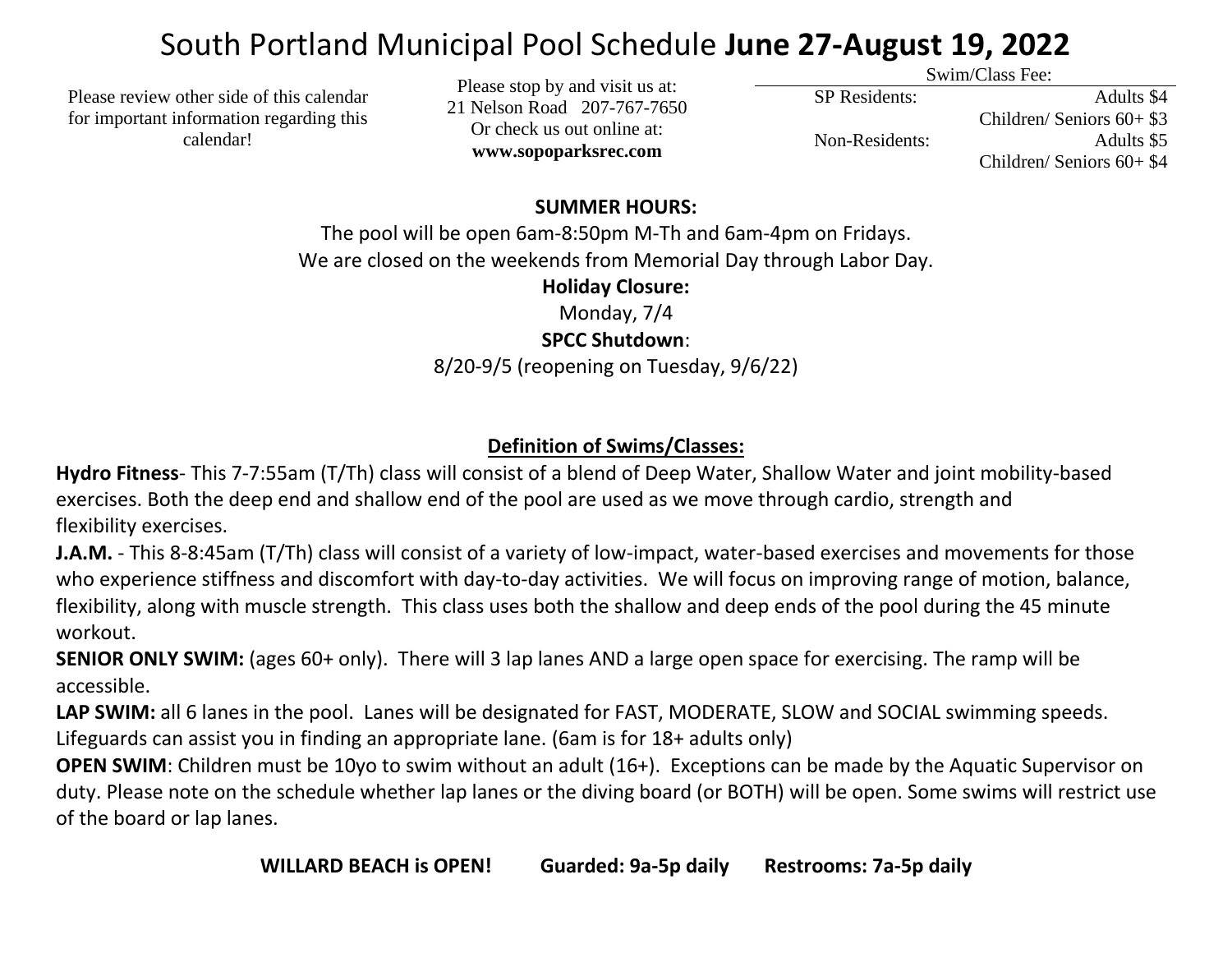# South Portland Municipal Pool Schedule **June 27-August 19, 2022**

Please review other side of this calendar for important information regarding this calendar!

Please stop by and visit us at:
21 Nelson Road 207-767-7650
Or check us out online at:
**www.sopoparksrec.com**

| Swim/Class Fee: | |
|---|---|
| SP Residents: | Adults $4 |
| | Children/ Seniors 60+ $3 |
| Non-Residents: | Adults $5 |
| | Children/ Seniors 60+ $4 |

**SUMMER HOURS:**

The pool will be open 6am-8:50pm M-Th and 6am-4pm on Fridays.
We are closed on the weekends from Memorial Day through Labor Day.

**Holiday Closure:**

Monday, 7/4

**SPCC Shutdown**:

8/20-9/5 (reopening on Tuesday, 9/6/22)

**Definition of Swims/Classes:**

**Hydro Fitness**- This 7-7:55am (T/Th) class will consist of a blend of Deep Water, Shallow Water and joint mobility-based exercises. Both the deep end and shallow end of the pool are used as we move through cardio, strength and flexibility exercises.

**J.A.M.** - This 8-8:45am (T/Th) class will consist of a variety of low-impact, water-based exercises and movements for those who experience stiffness and discomfort with day-to-day activities. We will focus on improving range of motion, balance, flexibility, along with muscle strength. This class uses both the shallow and deep ends of the pool during the 45 minute workout.

**SENIOR ONLY SWIM:** (ages 60+ only). There will 3 lap lanes AND a large open space for exercising. The ramp will be accessible.

**LAP SWIM:** all 6 lanes in the pool. Lanes will be designated for FAST, MODERATE, SLOW and SOCIAL swimming speeds. Lifeguards can assist you in finding an appropriate lane. (6am is for 18+ adults only)

**OPEN SWIM**: Children must be 10yo to swim without an adult (16+). Exceptions can be made by the Aquatic Supervisor on duty. Please note on the schedule whether lap lanes or the diving board (or BOTH) will be open. Some swims will restrict use of the board or lap lanes.

**WILLARD BEACH is OPEN! Guarded: 9a-5p daily Restrooms: 7a-5p daily**